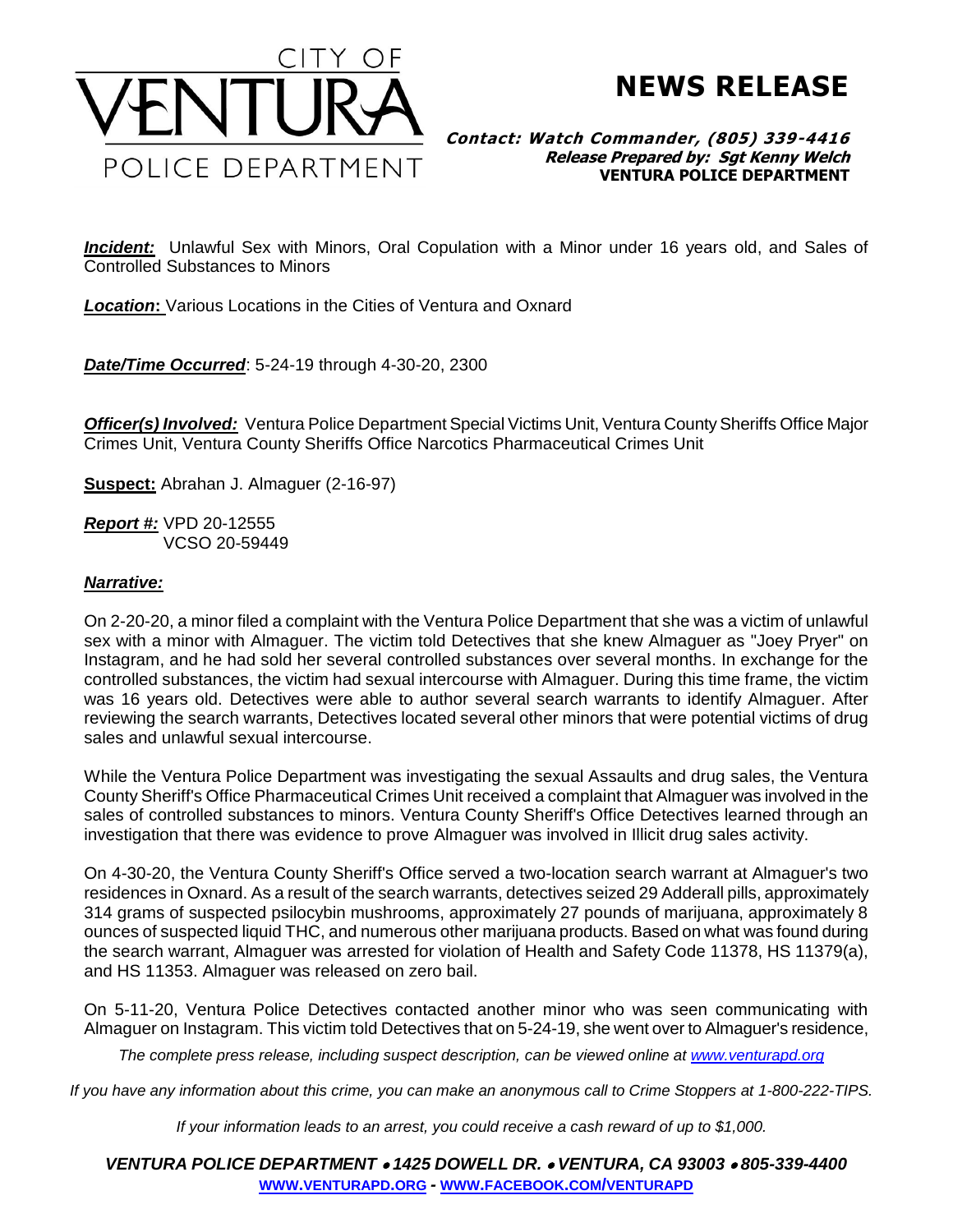# CITY OF VENTURA POLICE DEPARTMENT

## NEWS RELEASE

***Contact: Watch Commander, (805) 339-4416***
***Release Prepared by: Sgt Kenny Welch***
**VENTURA POLICE DEPARTMENT**

***Incident:*** Unlawful Sex with Minors, Oral Copulation with a Minor under 16 years old, and Sales of Controlled Substances to Minors

***Location*:** Various Locations in the Cities of Ventura and Oxnard

***Date/Time Occurred***: 5-24-19 through 4-30-20, 2300

***Officer(s) Involved:*** Ventura Police Department Special Victims Unit, Ventura County Sheriffs Office Major Crimes Unit, Ventura County Sheriffs Office Narcotics Pharmaceutical Crimes Unit

**Suspect:** Abrahan J. Almaguer (2-16-97)

***Report #:*** VPD 20-12555
VCSO 20-59449

***Narrative:***

On 2-20-20, a minor filed a complaint with the Ventura Police Department that she was a victim of unlawful sex with a minor with Almaguer. The victim told Detectives that she knew Almaguer as "Joey Pryer" on Instagram, and he had sold her several controlled substances over several months. In exchange for the controlled substances, the victim had sexual intercourse with Almaguer. During this time frame, the victim was 16 years old. Detectives were able to author several search warrants to identify Almaguer. After reviewing the search warrants, Detectives located several other minors that were potential victims of drug sales and unlawful sexual intercourse.

While the Ventura Police Department was investigating the sexual Assaults and drug sales, the Ventura County Sheriff's Office Pharmaceutical Crimes Unit received a complaint that Almaguer was involved in the sales of controlled substances to minors. Ventura County Sheriff's Office Detectives learned through an investigation that there was evidence to prove Almaguer was involved in Illicit drug sales activity.

On 4-30-20, the Ventura County Sheriff's Office served a two-location search warrant at Almaguer's two residences in Oxnard. As a result of the search warrants, detectives seized 29 Adderall pills, approximately 314 grams of suspected psilocybin mushrooms, approximately 27 pounds of marijuana, approximately 8 ounces of suspected liquid THC, and numerous other marijuana products. Based on what was found during the search warrant, Almaguer was arrested for violation of Health and Safety Code 11378, HS 11379(a), and HS 11353. Almaguer was released on zero bail.

On 5-11-20, Ventura Police Detectives contacted another minor who was seen communicating with Almaguer on Instagram. This victim told Detectives that on 5-24-19, she went over to Almaguer's residence,

*The complete press release, including suspect description, can be viewed online at [www.venturapd.org](http://www.venturapd.org)*

*If you have any information about this crime, you can make an anonymous call to Crime Stoppers at 1-800-222-TIPS.*

*If your information leads to an arrest, you could receive a cash reward of up to $1,000.*

***VENTURA POLICE DEPARTMENT • 1425 DOWELL DR. • VENTURA, CA 93003 • 805-339-4400***
**[WWW.VENTURAPD.ORG](http://www.venturapd.org) - [WWW.FACEBOOK.COM/VENTURAPD](http://www.facebook.com/venturapd)**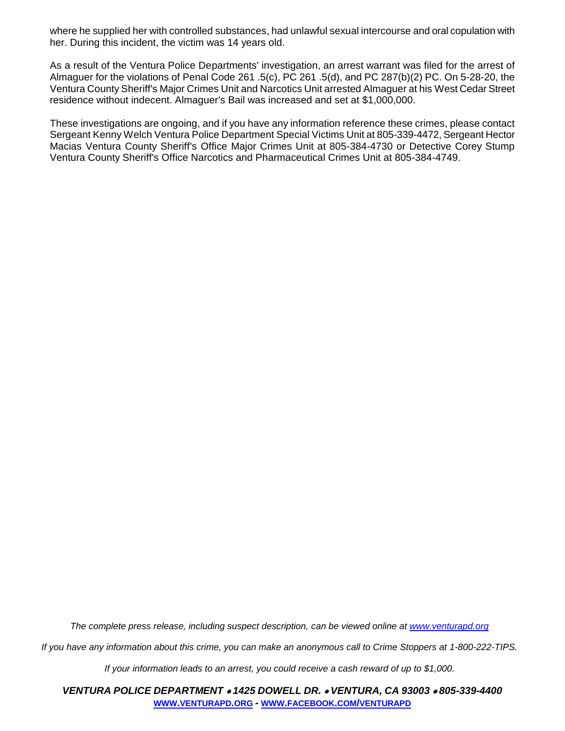where he supplied her with controlled substances, had unlawful sexual intercourse and oral copulation with her. During this incident, the victim was 14 years old.

As a result of the Ventura Police Departments' investigation, an arrest warrant was filed for the arrest of Almaguer for the violations of Penal Code 261 .5(c), PC 261 .5(d), and PC 287(b)(2) PC. On 5-28-20, the Ventura County Sheriff's Major Crimes Unit and Narcotics Unit arrested Almaguer at his West Cedar Street residence without indecent. Almaguer's Bail was increased and set at $1,000,000.

These investigations are ongoing, and if you have any information reference these crimes, please contact Sergeant Kenny Welch Ventura Police Department Special Victims Unit at 805-339-4472, Sergeant Hector Macias Ventura County Sheriff's Office Major Crimes Unit at 805-384-4730 or Detective Corey Stump Ventura County Sheriff's Office Narcotics and Pharmaceutical Crimes Unit at 805-384-4749.

*The complete press release, including suspect description, can be viewed online at [www.venturapd.org](http://www.venturapd.org)*

*If you have any information about this crime, you can make an anonymous call to Crime Stoppers at 1-800-222-TIPS.*

*If your information leads to an arrest, you could receive a cash reward of up to $1,000.*

***VENTURA POLICE DEPARTMENT • 1425 DOWELL DR. • VENTURA, CA 93003 • 805-339-4400***

**[WWW.VENTURAPD.ORG](http://www.venturapd.org) - [WWW.FACEBOOK.COM/VENTURAPD](http://www.facebook.com/venturapd)**